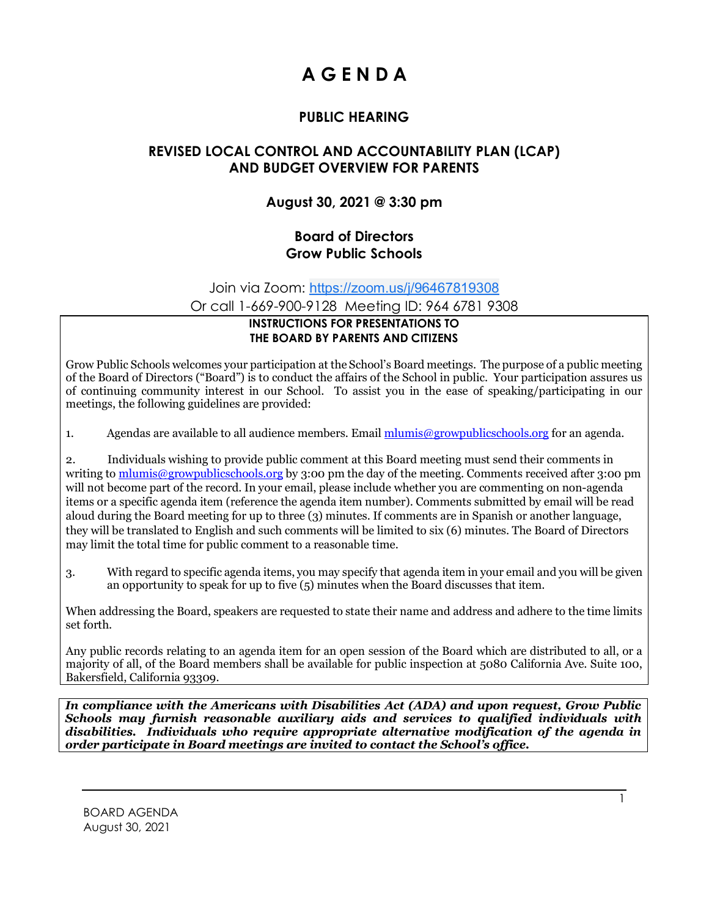# A G E N D A

## PUBLIC HEARING

## REVISED LOCAL CONTROL AND ACCOUNTABILITY PLAN (LCAP) AND BUDGET OVERVIEW FOR PARENTS

### August 30, 2021 @ 3:30 pm

### Board of Directors
### Grow Public Schools

Join via Zoom: [https://zoom.us/j/96467819308](https://zoom.us/j/96467819308)

Or call 1-669-900-9128 Meeting ID: 964 6781 9308

**INSTRUCTIONS FOR PRESENTATIONS TO THE BOARD BY PARENTS AND CITIZENS**

Grow Public Schools welcomes your participation at the School's Board meetings. The purpose of a public meeting of the Board of Directors ("Board") is to conduct the affairs of the School in public. Your participation assures us of continuing community interest in our School. To assist you in the ease of speaking/participating in our meetings, the following guidelines are provided:

1. Agendas are available to all audience members. Email [mlumis@growpublicschools.org](mailto:mlumis@growpublicschools.org) for an agenda.

2. Individuals wishing to provide public comment at this Board meeting must send their comments in writing to [mlumis@growpublicschools.org](mailto:mlumis@growpublicschools.org) by 3:00 pm the day of the meeting. Comments received after 3:00 pm will not become part of the record. In your email, please include whether you are commenting on non-agenda items or a specific agenda item (reference the agenda item number). Comments submitted by email will be read aloud during the Board meeting for up to three (3) minutes. If comments are in Spanish or another language, they will be translated to English and such comments will be limited to six (6) minutes. The Board of Directors may limit the total time for public comment to a reasonable time.

3. With regard to specific agenda items, you may specify that agenda item in your email and you will be given an opportunity to speak for up to five (5) minutes when the Board discusses that item.

When addressing the Board, speakers are requested to state their name and address and adhere to the time limits set forth.

Any public records relating to an agenda item for an open session of the Board which are distributed to all, or a majority of all, of the Board members shall be available for public inspection at 5080 California Ave. Suite 100, Bakersfield, California 93309.

***In compliance with the Americans with Disabilities Act (ADA) and upon request, Grow Public Schools may furnish reasonable auxiliary aids and services to qualified individuals with disabilities. Individuals who require appropriate alternative modification of the agenda in order participate in Board meetings are invited to contact the School's office.***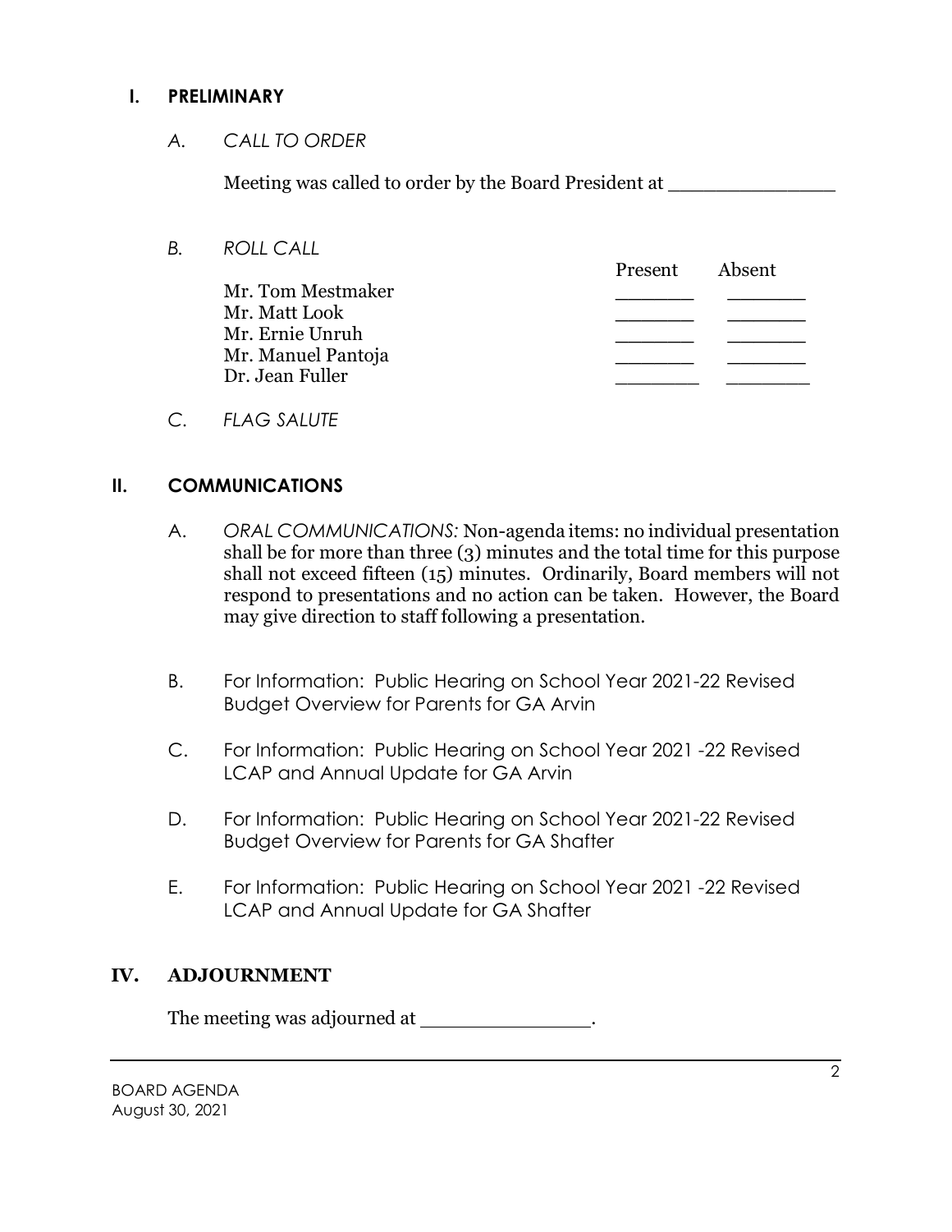## I. PRELIMINARY

*A. CALL TO ORDER*

Meeting was called to order by the Board President at _______________

*B. ROLL CALL*

| | Present | Absent |
|---|---|---|
| Mr. Tom Mestmaker | _______ | _______ |
| Mr. Matt Look | _______ | _______ |
| Mr. Ernie Unruh | _______ | _______ |
| Mr. Manuel Pantoja | _______ | _______ |
| Dr. Jean Fuller | _______ | _______ |

*C. FLAG SALUTE*

## II. COMMUNICATIONS

A. *ORAL COMMUNICATIONS:* Non-agenda items: no individual presentation shall be for more than three (3) minutes and the total time for this purpose shall not exceed fifteen (15) minutes. Ordinarily, Board members will not respond to presentations and no action can be taken. However, the Board may give direction to staff following a presentation.

B. For Information: Public Hearing on School Year 2021-22 Revised Budget Overview for Parents for GA Arvin

C. For Information: Public Hearing on School Year 2021 -22 Revised LCAP and Annual Update for GA Arvin

D. For Information: Public Hearing on School Year 2021-22 Revised Budget Overview for Parents for GA Shafter

E. For Information: Public Hearing on School Year 2021 -22 Revised LCAP and Annual Update for GA Shafter

## IV. ADJOURNMENT

The meeting was adjourned at _______________.

BOARD AGENDA
August 30, 2021